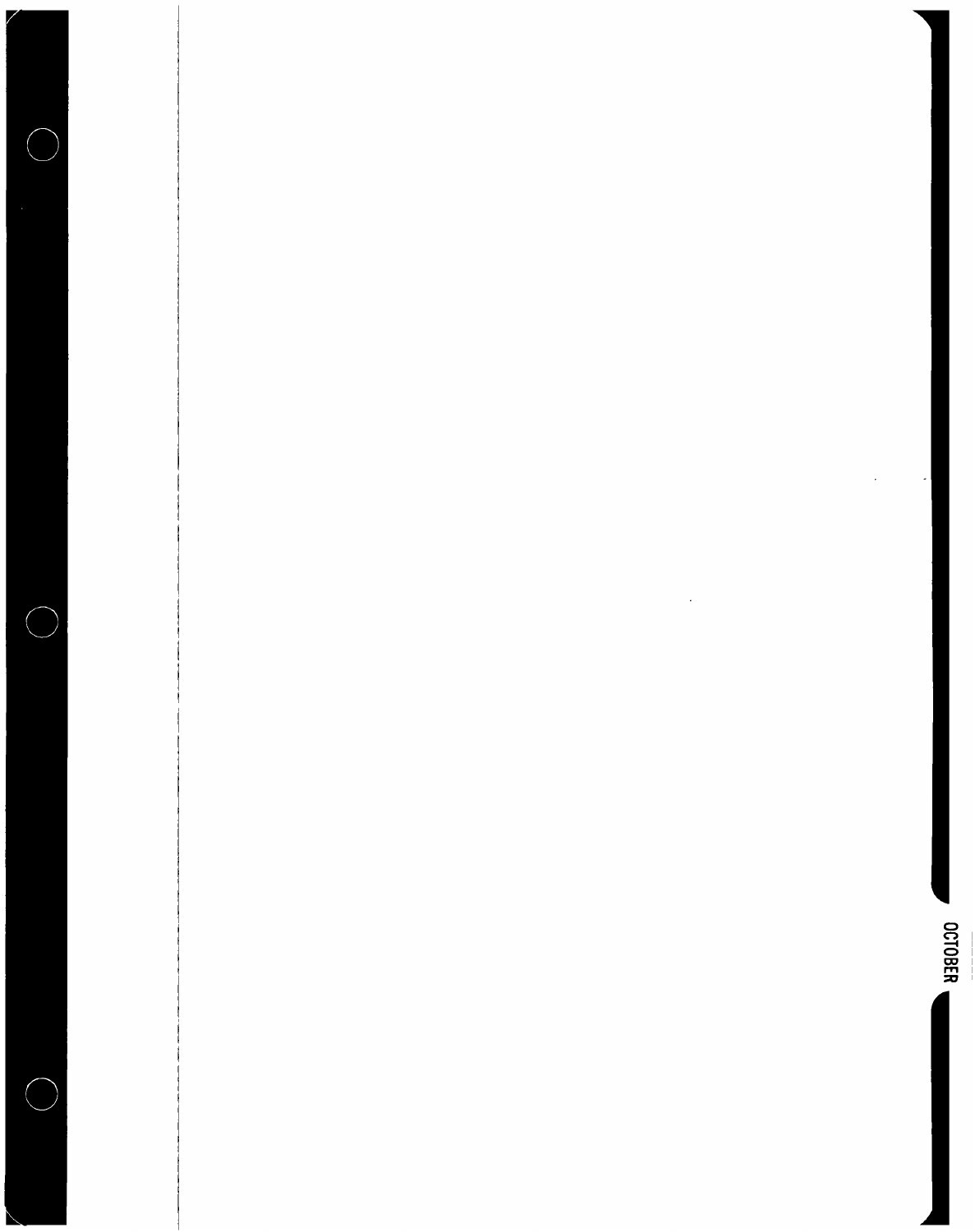OCTOBER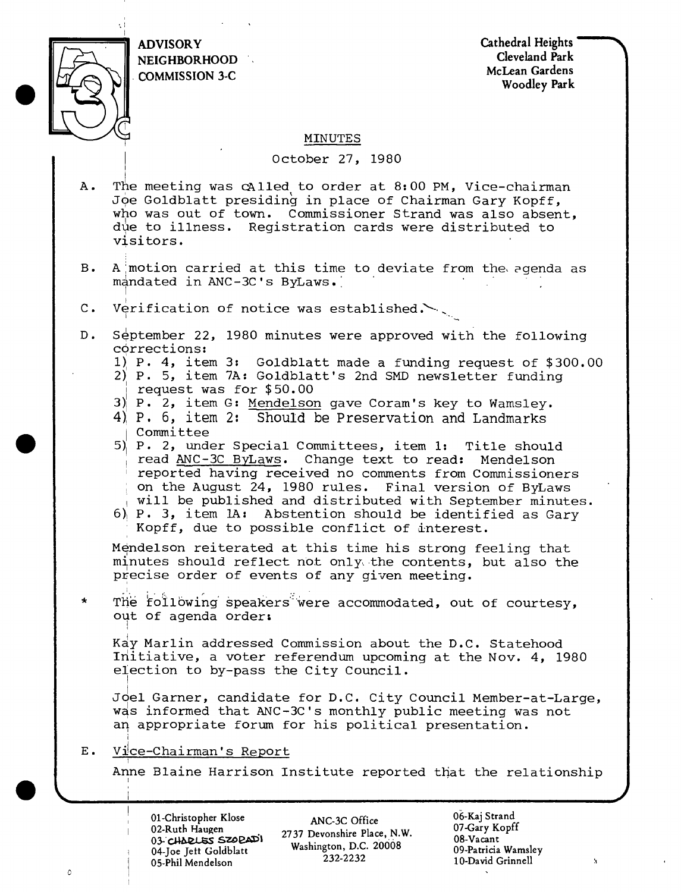ADVISORY NEIGHBORHOOD COMMISSION 3-C

Cathedral Heights
Cleveland Park
McLean Gardens
Woodley Park

## MINUTES

October 27, 1980

A. The meeting was called to order at 8:00 PM, Vice-chairman Joe Goldblatt presiding in place of Chairman Gary Kopff, who was out of town. Commissioner Strand was also absent, due to illness. Registration cards were distributed to visitors.

B. A motion carried at this time to deviate from the agenda as mandated in ANC-3C's ByLaws.

C. Verification of notice was established.

D. September 22, 1980 minutes were approved with the following corrections:
   1) P. 4, item 3: Goldblatt made a funding request of $300.00
   2) P. 5, item 7A: Goldblatt's 2nd SMD newsletter funding request was for $50.00
   3) P. 2, item G: Mendelson gave Coram's key to Wamsley.
   4) P. 6, item 2: Should be Preservation and Landmarks Committee
   5) P. 2, under Special Committees, item 1: Title should read ANC-3C ByLaws. Change text to read: Mendelson reported having received no comments from Commissioners on the August 24, 1980 rules. Final version of ByLaws will be published and distributed with September minutes.
   6) P. 3, item 1A: Abstention should be identified as Gary Kopff, due to possible conflict of interest.

   Mendelson reiterated at this time his strong feeling that minutes should reflect not only the contents, but also the precise order of events of any given meeting.

\* The following speakers were accommodated, out of courtesy, out of agenda order:

   Kay Marlin addressed Commission about the D.C. Statehood Initiative, a voter referendum upcoming at the Nov. 4, 1980 election to by-pass the City Council.

   Joel Garner, candidate for D.C. City Council Member-at-Large, was informed that ANC-3C's monthly public meeting was not an appropriate forum for his political presentation.

E. Vice-Chairman's Report

   Anne Blaine Harrison Institute reported that the relationship

01-Christopher Klose
02-Ruth Haugen
03-Charles Szoradi
04-Joe Jett Goldblatt
05-Phil Mendelson

ANC-3C Office
2737 Devonshire Place, N.W.
Washington, D.C. 20008
232-2232

06-Kaj Strand
07-Gary Kopff
08-Vacant
09-Patricia Wamsley
10-David Grinnell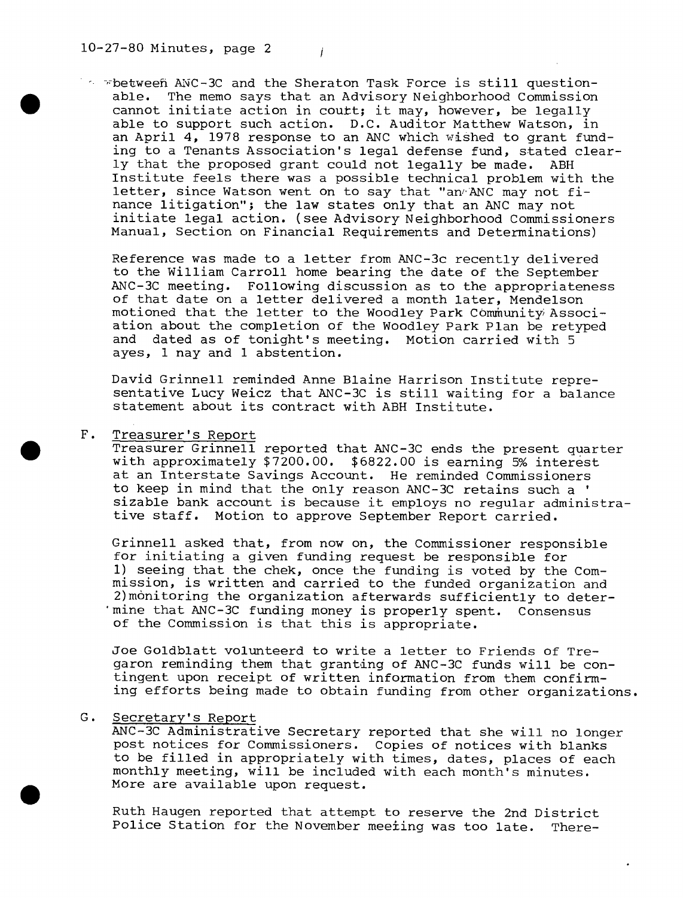between ANC-3C and the Sheraton Task Force is still questionable. The memo says that an Advisory Neighborhood Commission cannot initiate action in court; it may, however, be legally able to support such action. D.C. Auditor Matthew Watson, in an April 4, 1978 response to an ANC which wished to grant funding to a Tenants Association's legal defense fund, stated clearly that the proposed grant could not legally be made. ABH Institute feels there was a possible technical problem with the letter, since Watson went on to say that "an ANC may not finance litigation"; the law states only that an ANC may not initiate legal action. (see Advisory Neighborhood Commissioners Manual, Section on Financial Requirements and Determinations)

Reference was made to a letter from ANC-3c recently delivered to the William Carroll home bearing the date of the September ANC-3C meeting. Following discussion as to the appropriateness of that date on a letter delivered a month later, Mendelson motioned that the letter to the Woodley Park Community Association about the completion of the Woodley Park Plan be retyped and dated as of tonight's meeting. Motion carried with 5 ayes, 1 nay and 1 abstention.

David Grinnell reminded Anne Blaine Harrison Institute representative Lucy Weicz that ANC-3C is still waiting for a balance statement about its contract with ABH Institute.

F. Treasurer's Report

Treasurer Grinnell reported that ANC-3C ends the present quarter with approximately $7200.00. $6822.00 is earning 5% interest at an Interstate Savings Account. He reminded Commissioners to keep in mind that the only reason ANC-3C retains such a sizable bank account is because it employs no regular administrative staff. Motion to approve September Report carried.

Grinnell asked that, from now on, the Commissioner responsible for initiating a given funding request be responsible for 1) seeing that the chek, once the funding is voted by the Commission, is written and carried to the funded organization and 2) monitoring the organization afterwards sufficiently to determine that ANC-3C funding money is properly spent. Consensus of the Commission is that this is appropriate.

Joe Goldblatt volunteerd to write a letter to Friends of Tregaron reminding them that granting of ANC-3C funds will be contingent upon receipt of written information from them confirming efforts being made to obtain funding from other organizations.

G. Secretary's Report

ANC-3C Administrative Secretary reported that she will no longer post notices for Commissioners. Copies of notices with blanks to be filled in appropriately with times, dates, places of each monthly meeting, will be included with each month's minutes. More are available upon request.

Ruth Haugen reported that attempt to reserve the 2nd District Police Station for the November meeting was too late. There-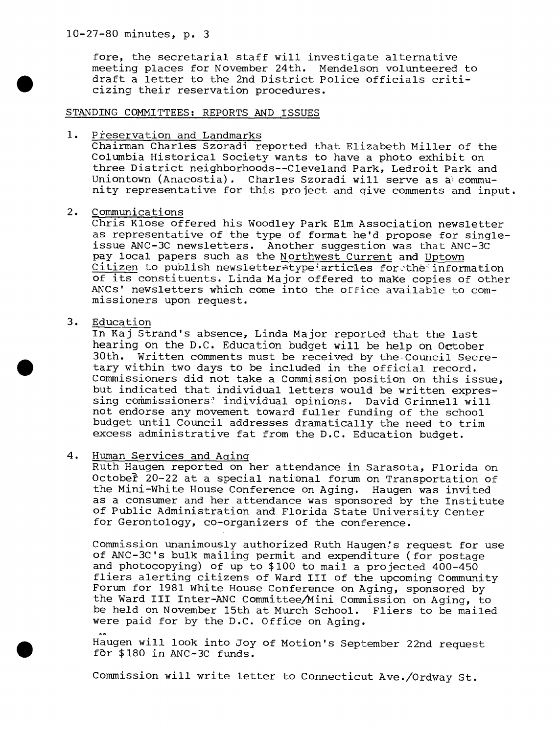fore, the secretarial staff will investigate alternative meeting places for November 24th. Mendelson volunteered to draft a letter to the 2nd District Police officials criticizing their reservation procedures.

## STANDING COMMITTEES: REPORTS AND ISSUES

1. Preservation and Landmarks
   Chairman Charles Szoradi reported that Elizabeth Miller of the Columbia Historical Society wants to have a photo exhibit on three District neighborhoods--Cleveland Park, Ledroit Park and Uniontown (Anacostia). Charles Szoradi will serve as a community representative for this project and give comments and input.

2. Communications
   Chris Klose offered his Woodley Park Elm Association newsletter as representative of the type of format he'd propose for single-issue ANC-3C newsletters. Another suggestion was that ANC-3C pay local papers such as the Northwest Current and Uptown Citizen to publish newsletter-type articles for the information of its constituents. Linda Major offered to make copies of other ANCs' newsletters which come into the office available to commissioners upon request.

3. Education
   In Kaj Strand's absence, Linda Major reported that the last hearing on the D.C. Education budget will be help on October 30th. Written comments must be received by the Council Secretary within two days to be included in the official record. Commissioners did not take a Commission position on this issue, but indicated that individual letters would be written expressing commissioners' individual opinions. David Grinnell will not endorse any movement toward fuller funding of the school budget until Council addresses dramatically the need to trim excess administrative fat from the D.C. Education budget.

4. Human Services and Aging
   Ruth Haugen reported on her attendance in Sarasota, Florida on October 20-22 at a special national forum on Transportation of the Mini-White House Conference on Aging. Haugen was invited as a consumer and her attendance was sponsored by the Institute of Public Administration and Florida State University Center for Gerontology, co-organizers of the conference.

   Commission unanimously authorized Ruth Haugen's request for use of ANC-3C's bulk mailing permit and expenditure (for postage and photocopying) of up to $100 to mail a projected 400-450 fliers alerting citizens of Ward III of the upcoming Community Forum for 1981 White House Conference on Aging, sponsored by the Ward III Inter-ANC Committee/Mini Commission on Aging, to be held on November 15th at Murch School. Fliers to be mailed were paid for by the D.C. Office on Aging.

   Haugen will look into Joy of Motion's September 22nd request for $180 in ANC-3C funds.

   Commission will write letter to Connecticut Ave./Ordway St.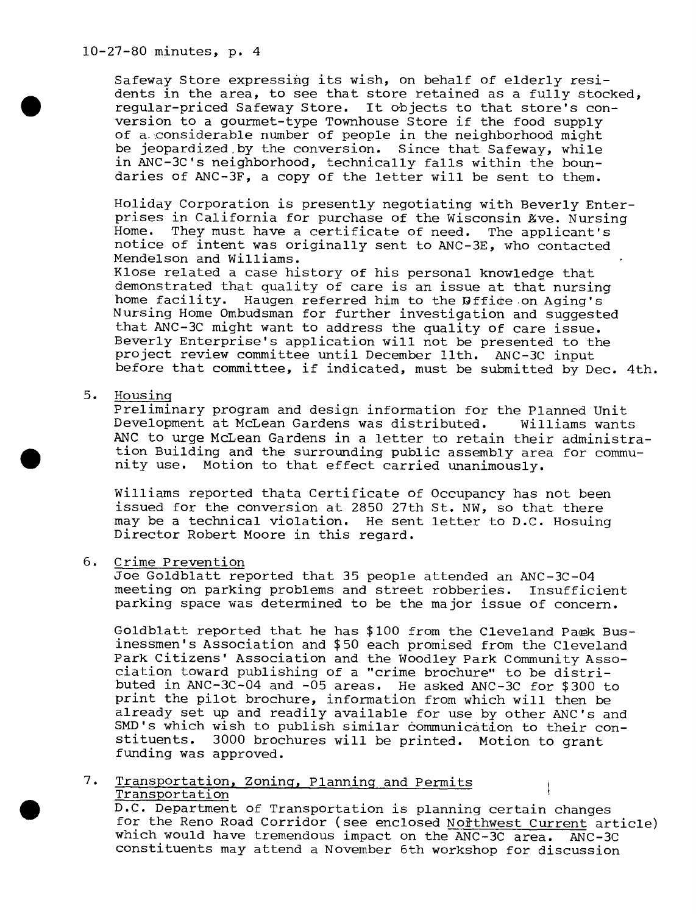Safeway Store expressing its wish, on behalf of elderly residents in the area, to see that store retained as a fully stocked, regular-priced Safeway Store. It objects to that store's conversion to a gourmet-type Townhouse Store if the food supply of a considerable number of people in the neighborhood might be jeopardized by the conversion. Since that Safeway, while in ANC-3C's neighborhood, technically falls within the boundaries of ANC-3F, a copy of the letter will be sent to them.

Holiday Corporation is presently negotiating with Beverly Enterprises in California for purchase of the Wisconsin Ave. Nursing Home. They must have a certificate of need. The applicant's notice of intent was originally sent to ANC-3E, who contacted Mendelson and Williams.
Klose related a case history of his personal knowledge that demonstrated that quality of care is an issue at that nursing home facility. Haugen referred him to the Office on Aging's Nursing Home Ombudsman for further investigation and suggested that ANC-3C might want to address the quality of care issue. Beverly Enterprise's application will not be presented to the project review committee until December 11th. ANC-3C input before that committee, if indicated, must be submitted by Dec. 4th.

5. Housing
Preliminary program and design information for the Planned Unit Development at McLean Gardens was distributed. Williams wants ANC to urge McLean Gardens in a letter to retain their administration Building and the surrounding public assembly area for community use. Motion to that effect carried unanimously.

Williams reported thata Certificate of Occupancy has not been issued for the conversion at 2850 27th St. NW, so that there may be a technical violation. He sent letter to D.C. Hosuing Director Robert Moore in this regard.

6. Crime Prevention
Joe Goldblatt reported that 35 people attended an ANC-3C-04 meeting on parking problems and street robberies. Insufficient parking space was determined to be the major issue of concern.

Goldblatt reported that he has $100 from the Cleveland Park Businessmen's Association and $50 each promised from the Cleveland Park Citizens' Association and the Woodley Park Community Association toward publishing of a "crime brochure" to be distributed in ANC-3C-04 and -05 areas. He asked ANC-3C for $300 to print the pilot brochure, information from which will then be already set up and readily available for use by other ANC's and SMD's which wish to publish similar communication to their constituents. 3000 brochures will be printed. Motion to grant funding was approved.

7. Transportation, Zoning, Planning and Permits
Transportation
D.C. Department of Transportation is planning certain changes for the Reno Road Corridor (see enclosed Northwest Current article) which would have tremendous impact on the ANC-3C area. ANC-3C constituents may attend a November 6th workshop for discussion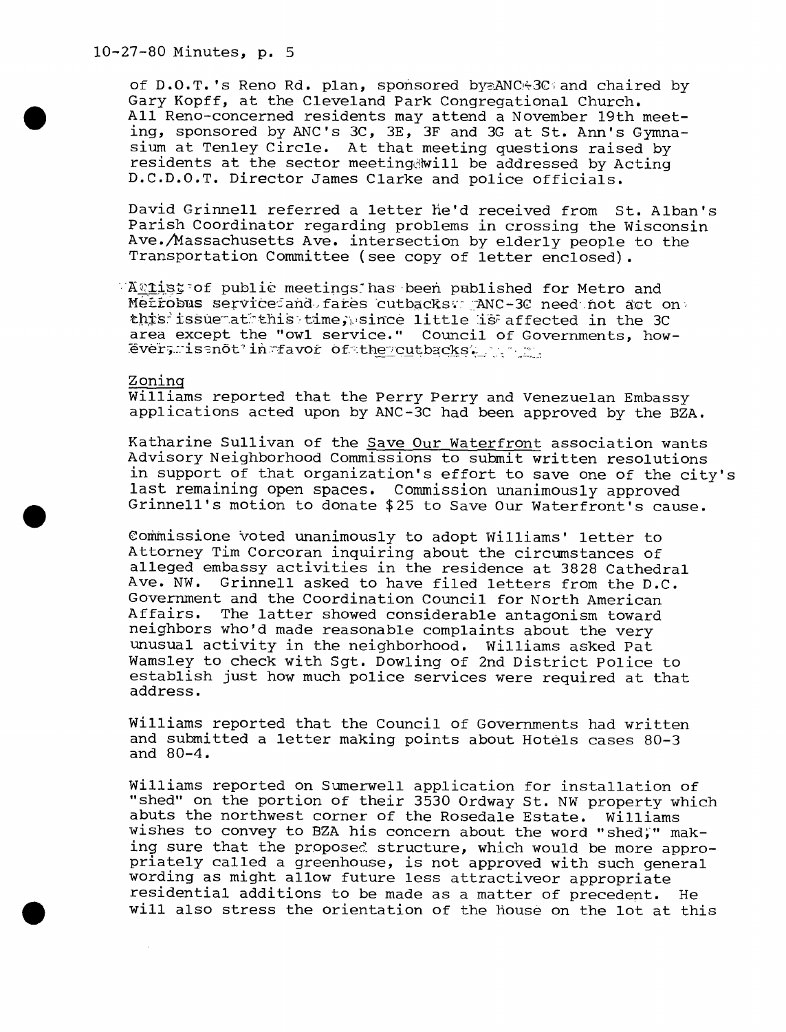of D.O.T.'s Reno Rd. plan, sponsored by ANC-3C and chaired by Gary Kopff, at the Cleveland Park Congregational Church. All Reno-concerned residents may attend a November 19th meeting, sponsored by ANC's 3C, 3E, 3F and 3G at St. Ann's Gymnasium at Tenley Circle. At that meeting questions raised by residents at the sector meeting will be addressed by Acting D.C.D.O.T. Director James Clarke and police officials.

David Grinnell referred a letter he'd received from St. Alban's Parish Coordinator regarding problems in crossing the Wisconsin Ave./Massachusetts Ave. intersection by elderly people to the Transportation Committee (see copy of letter enclosed).

A list of public meetings has been published for Metro and Metrobus service and fares cutbacks. ANC-3C need not act on this issue at this time, since little is affected in the 3C area except the "owl service." Council of Governments, however, is not in favor of the cutbacks.

## Zoning

Williams reported that the Perry Perry and Venezuelan Embassy applications acted upon by ANC-3C had been approved by the BZA.

Katharine Sullivan of the Save Our Waterfront association wants Advisory Neighborhood Commissions to submit written resolutions in support of that organization's effort to save one of the city's last remaining open spaces. Commission unanimously approved Grinnell's motion to donate $25 to Save Our Waterfront's cause.

Commissione voted unanimously to adopt Williams' letter to Attorney Tim Corcoran inquiring about the circumstances of alleged embassy activities in the residence at 3828 Cathedral Ave. NW. Grinnell asked to have filed letters from the D.C. Government and the Coordination Council for North American Affairs. The latter showed considerable antagonism toward neighbors who'd made reasonable complaints about the very unusual activity in the neighborhood. Williams asked Pat Wamsley to check with Sgt. Dowling of 2nd District Police to establish just how much police services were required at that address.

Williams reported that the Council of Governments had written and submitted a letter making points about Hotels cases 80-3 and 80-4.

Williams reported on Sumerwell application for installation of "shed" on the portion of their 3530 Ordway St. NW property which abuts the northwest corner of the Rosedale Estate. Williams wishes to convey to BZA his concern about the word "shed," making sure that the proposed structure, which would be more appropriately called a greenhouse, is not approved with such general wording as might allow future less attractiveor appropriate residential additions to be made as a matter of precedent. He will also stress the orientation of the house on the lot at this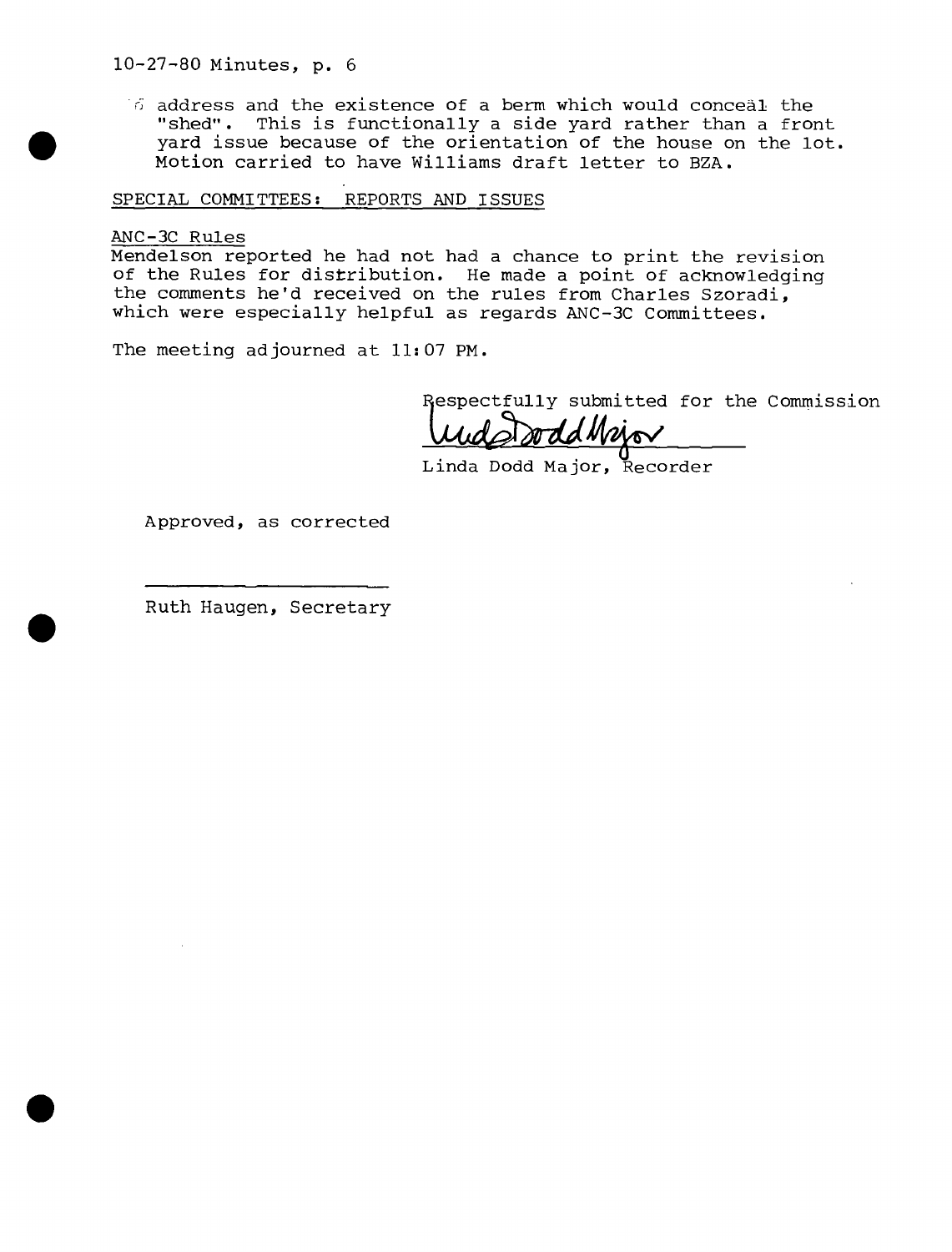address and the existence of a berm which would conceal the "shed". This is functionally a side yard rather than a front yard issue because of the orientation of the house on the lot. Motion carried to have Williams draft letter to BZA.

SPECIAL COMMITTEES: REPORTS AND ISSUES

ANC-3C Rules
Mendelson reported he had not had a chance to print the revision of the Rules for distribution. He made a point of acknowledging the comments he'd received on the rules from Charles Szoradi, which were especially helpful as regards ANC-3C Committees.

The meeting adjourned at 11:07 PM.

Respectfully submitted for the Commission

Linda Dodd Major, Recorder

Approved, as corrected

Ruth Haugen, Secretary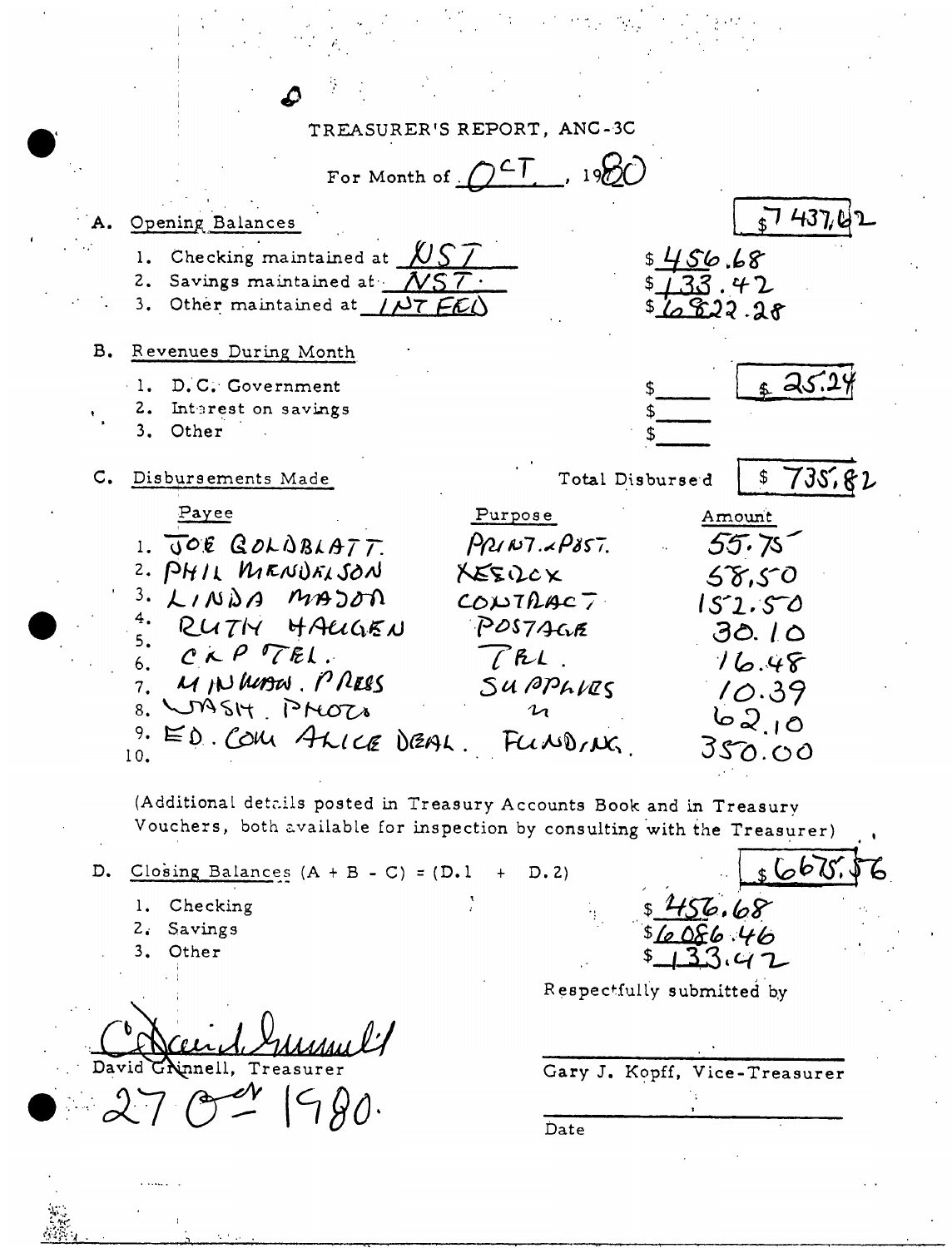# TREASURER'S REPORT, ANC-3C

For Month of OCT, 1980

**A. Opening Balances** — $7437.62

1. Checking maintained at NST — $456.68
2. Savings maintained at NST — $133.42
3. Other maintained at INT FED — $6822.28

**B. Revenues During Month** — $25.24

1. D.C. Government $____
2. Interest on savings $____
3. Other $____

**C. Disbursements Made** — Total Disbursed $735.82

| | Payee | Purpose | Amount |
|---|---|---|---|
| 1. | JOE GOLDBLATT | PRINT.&POST. | 55.75 |
| 2. | PHIL MENDELSON | XEROX | 58.50 |
| 3. | LINDA MADOR | CONTRACT | 152.50 |
| 4. | RUTH HAUGEN | POSTAGE | 30.10 |
| 5. | | | |
| 6. | C&P TEL. | TEL. | 16.48 |
| 7. | MINUTEM. PRESS | SUPPLIES | 10.39 |
| 8. | WASH. PHOTO | " | 62.10 |
| 9. | ED. COM ALICE DEAL. | FUNDING. | 350.00 |
| 10. | | | |

(Additional details posted in Treasury Accounts Book and in Treasury Vouchers, both available for inspection by consulting with the Treasurer)

**D. Closing Balances** (A + B - C) = (D.1 + D.2) — $6675.56

1. Checking — $456.68
2. Savings — $6086.46
3. Other — $133.42

Respectfully submitted by

David Grinnell, Treasurer
27 Oct 1980

Gary J. Kopff, Vice-Treasurer

Date